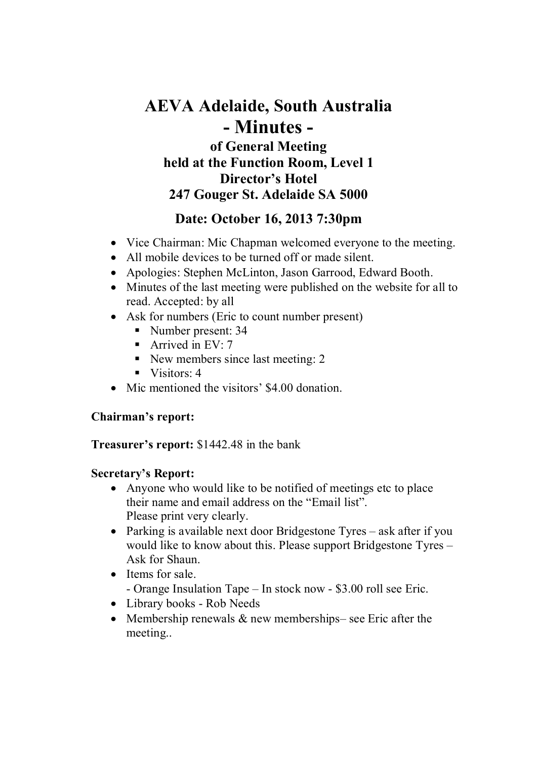# AEVA Adelaide, South Australia
# - Minutes -
### of General Meeting
### held at the Function Room, Level 1
### Director's Hotel
### 247 Gouger St. Adelaide SA 5000

## Date: October 16, 2013 7:30pm

- Vice Chairman: Mic Chapman welcomed everyone to the meeting.
- All mobile devices to be turned off or made silent.
- Apologies: Stephen McLinton, Jason Garrood, Edward Booth.
- Minutes of the last meeting were published on the website for all to read. Accepted: by all
- Ask for numbers (Eric to count number present)
  - Number present: 34
  - Arrived in EV: 7
  - New members since last meeting: 2
  - Visitors: 4
- Mic mentioned the visitors' $4.00 donation.

**Chairman's report:**

**Treasurer's report:** $1442.48 in the bank

**Secretary's Report:**

- Anyone who would like to be notified of meetings etc to place their name and email address on the "Email list".
  Please print very clearly.
- Parking is available next door Bridgestone Tyres – ask after if you would like to know about this. Please support Bridgestone Tyres – Ask for Shaun.
- Items for sale.
  - Orange Insulation Tape – In stock now - $3.00 roll see Eric.
- Library books - Rob Needs
- Membership renewals & new memberships– see Eric after the meeting..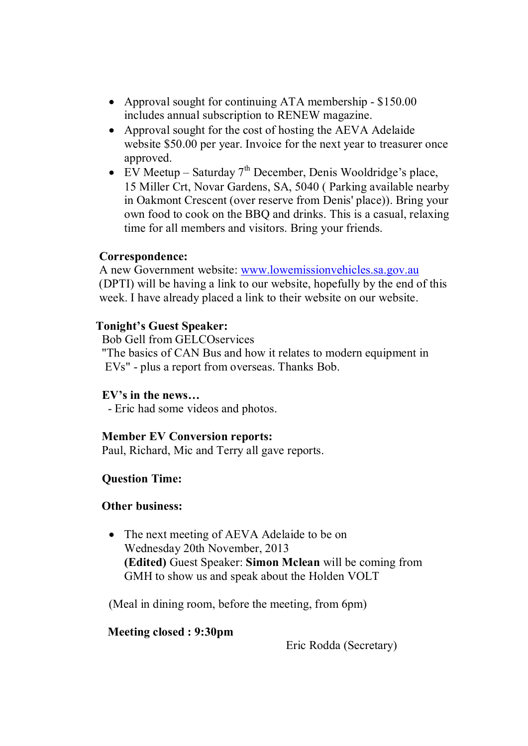- Approval sought for continuing ATA membership - $150.00 includes annual subscription to RENEW magazine.
- Approval sought for the cost of hosting the AEVA Adelaide website $50.00 per year. Invoice for the next year to treasurer once approved.
- EV Meetup – Saturday 7th December, Denis Wooldridge's place, 15 Miller Crt, Novar Gardens, SA, 5040 ( Parking available nearby in Oakmont Crescent (over reserve from Denis' place)). Bring your own food to cook on the BBQ and drinks. This is a casual, relaxing time for all members and visitors. Bring your friends.

**Correspondence:**
A new Government website: [www.lowemissionvehicles.sa.gov.au](http://www.lowemissionvehicles.sa.gov.au) (DPTI) will be having a link to our website, hopefully by the end of this week. I have already placed a link to their website on our website.

**Tonight's Guest Speaker:**
Bob Gell from GELCOservices
"The basics of CAN Bus and how it relates to modern equipment in EVs" - plus a report from overseas. Thanks Bob.

**EV's in the news…**
- Eric had some videos and photos.

**Member EV Conversion reports:**
Paul, Richard, Mic and Terry all gave reports.

**Question Time:**

**Other business:**

- The next meeting of AEVA Adelaide to be on Wednesday 20th November, 2013
  **(Edited)** Guest Speaker: **Simon Mclean** will be coming from GMH to show us and speak about the Holden VOLT

(Meal in dining room, before the meeting, from 6pm)

**Meeting closed : 9:30pm**

Eric Rodda (Secretary)